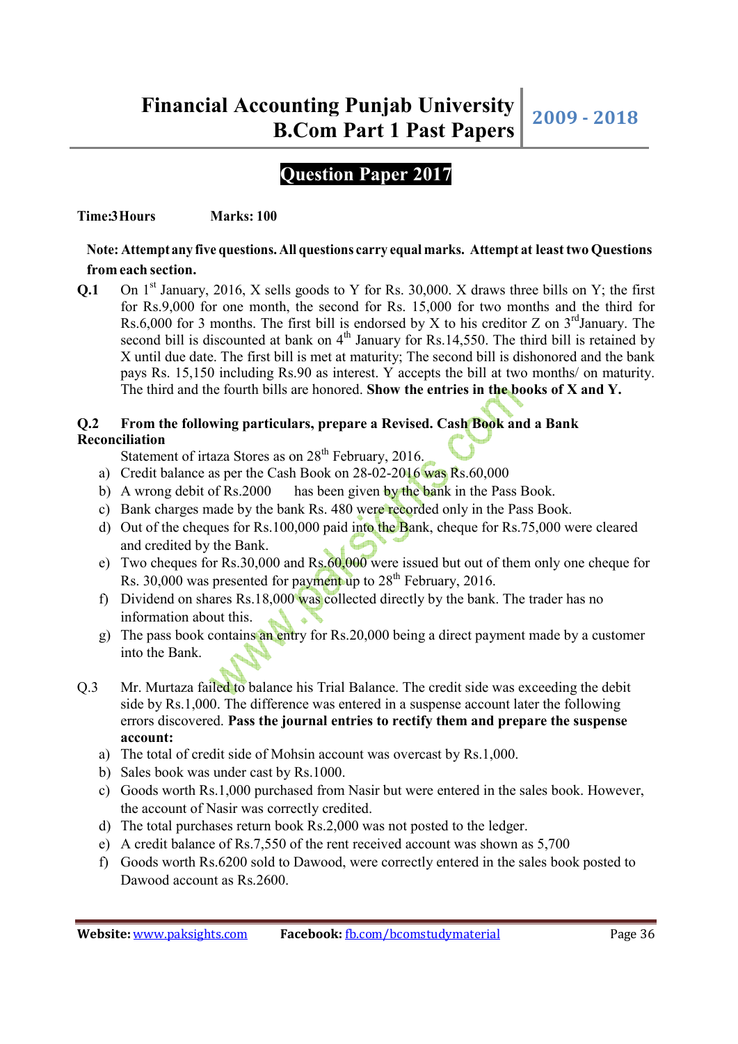# Financial Accounting Punjab University B.Com Part 1 Past Papers 2009 - 2018

## Question Paper 2017

**Time:3 Hours** **Marks: 100**

**Note: Attempt any five questions. All questions carry equal marks. Attempt at least two Questions from each section.**

**Q.1** On 1st January, 2016, X sells goods to Y for Rs. 30,000. X draws three bills on Y; the first for Rs.9,000 for one month, the second for Rs. 15,000 for two months and the third for Rs.6,000 for 3 months. The first bill is endorsed by X to his creditor Z on 3rd January. The second bill is discounted at bank on 4th January for Rs.14,550. The third bill is retained by X until due date. The first bill is met at maturity; The second bill is dishonored and the bank pays Rs. 15,150 including Rs.90 as interest. Y accepts the bill at two months/ on maturity. The third and the fourth bills are honored. **Show the entries in the books of X and Y.**

**Q.2 From the following particulars, prepare a Revised. Cash Book and a Bank Reconciliation**

Statement of irtaza Stores as on 28th February, 2016.

a) Credit balance as per the Cash Book on 28-02-2016 was Rs.60,000
b) A wrong debit of Rs.2000 has been given by the bank in the Pass Book.
c) Bank charges made by the bank Rs. 480 were recorded only in the Pass Book.
d) Out of the cheques for Rs.100,000 paid into the Bank, cheque for Rs.75,000 were cleared and credited by the Bank.
e) Two cheques for Rs.30,000 and Rs.60,000 were issued but out of them only one cheque for Rs. 30,000 was presented for payment up to 28th February, 2016.
f) Dividend on shares Rs.18,000 was collected directly by the bank. The trader has no information about this.
g) The pass book contains an entry for Rs.20,000 being a direct payment made by a customer into the Bank.

Q.3 Mr. Murtaza failed to balance his Trial Balance. The credit side was exceeding the debit side by Rs.1,000. The difference was entered in a suspense account later the following errors discovered. **Pass the journal entries to rectify them and prepare the suspense account:**

a) The total of credit side of Mohsin account was overcast by Rs.1,000.
b) Sales book was under cast by Rs.1000.
c) Goods worth Rs.1,000 purchased from Nasir but were entered in the sales book. However, the account of Nasir was correctly credited.
d) The total purchases return book Rs.2,000 was not posted to the ledger.
e) A credit balance of Rs.7,550 of the rent received account was shown as 5,700
f) Goods worth Rs.6200 sold to Dawood, were correctly entered in the sales book posted to Dawood account as Rs.2600.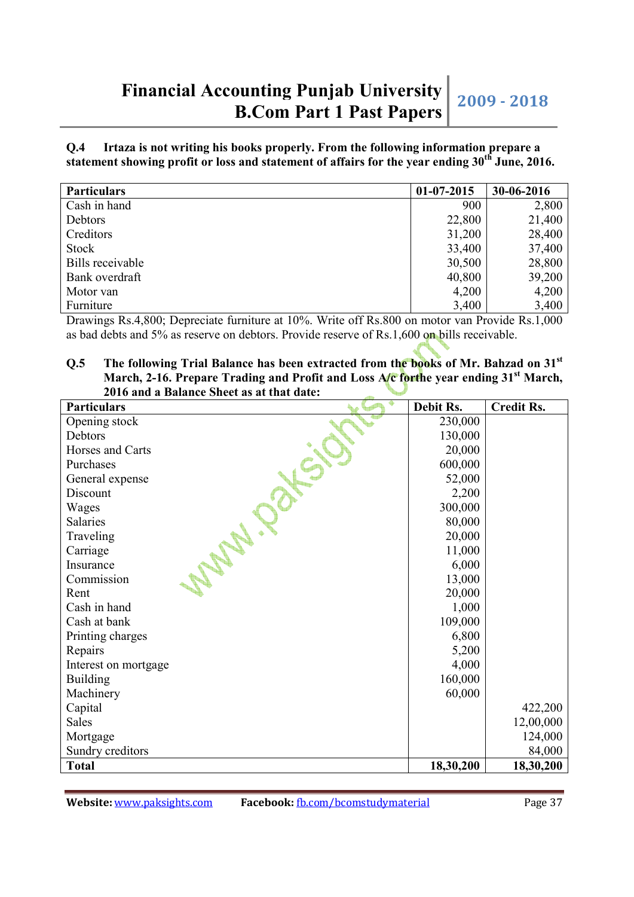**Q.4 Irtaza is not writing his books properly. From the following information prepare a statement showing profit or loss and statement of affairs for the year ending 30th June, 2016.**

| Particulars | 01-07-2015 | 30-06-2016 |
|---|---|---|
| Cash in hand | 900 | 2,800 |
| Debtors | 22,800 | 21,400 |
| Creditors | 31,200 | 28,400 |
| Stock | 33,400 | 37,400 |
| Bills receivable | 30,500 | 28,800 |
| Bank overdraft | 40,800 | 39,200 |
| Motor van | 4,200 | 4,200 |
| Furniture | 3,400 | 3,400 |

Drawings Rs.4,800; Depreciate furniture at 10%. Write off Rs.800 on motor van Provide Rs.1,000 as bad debts and 5% as reserve on debtors. Provide reserve of Rs.1,600 on bills receivable.

**Q.5 The following Trial Balance has been extracted from the books of Mr. Bahzad on 31st March, 2-16. Prepare Trading and Profit and Loss A/c forthe year ending 31st March, 2016 and a Balance Sheet as at that date:**

| Particulars | Debit Rs. | Credit Rs. |
|---|---|---|
| Opening stock | 230,000 | |
| Debtors | 130,000 | |
| Horses and Carts | 20,000 | |
| Purchases | 600,000 | |
| General expense | 52,000 | |
| Discount | 2,200 | |
| Wages | 300,000 | |
| Salaries | 80,000 | |
| Traveling | 20,000 | |
| Carriage | 11,000 | |
| Insurance | 6,000 | |
| Commission | 13,000 | |
| Rent | 20,000 | |
| Cash in hand | 1,000 | |
| Cash at bank | 109,000 | |
| Printing charges | 6,800 | |
| Repairs | 5,200 | |
| Interest on mortgage | 4,000 | |
| Building | 160,000 | |
| Machinery | 60,000 | |
| Capital | | 422,200 |
| Sales | | 12,00,000 |
| Mortgage | | 124,000 |
| Sundry creditors | | 84,000 |
| **Total** | **18,30,200** | **18,30,200** |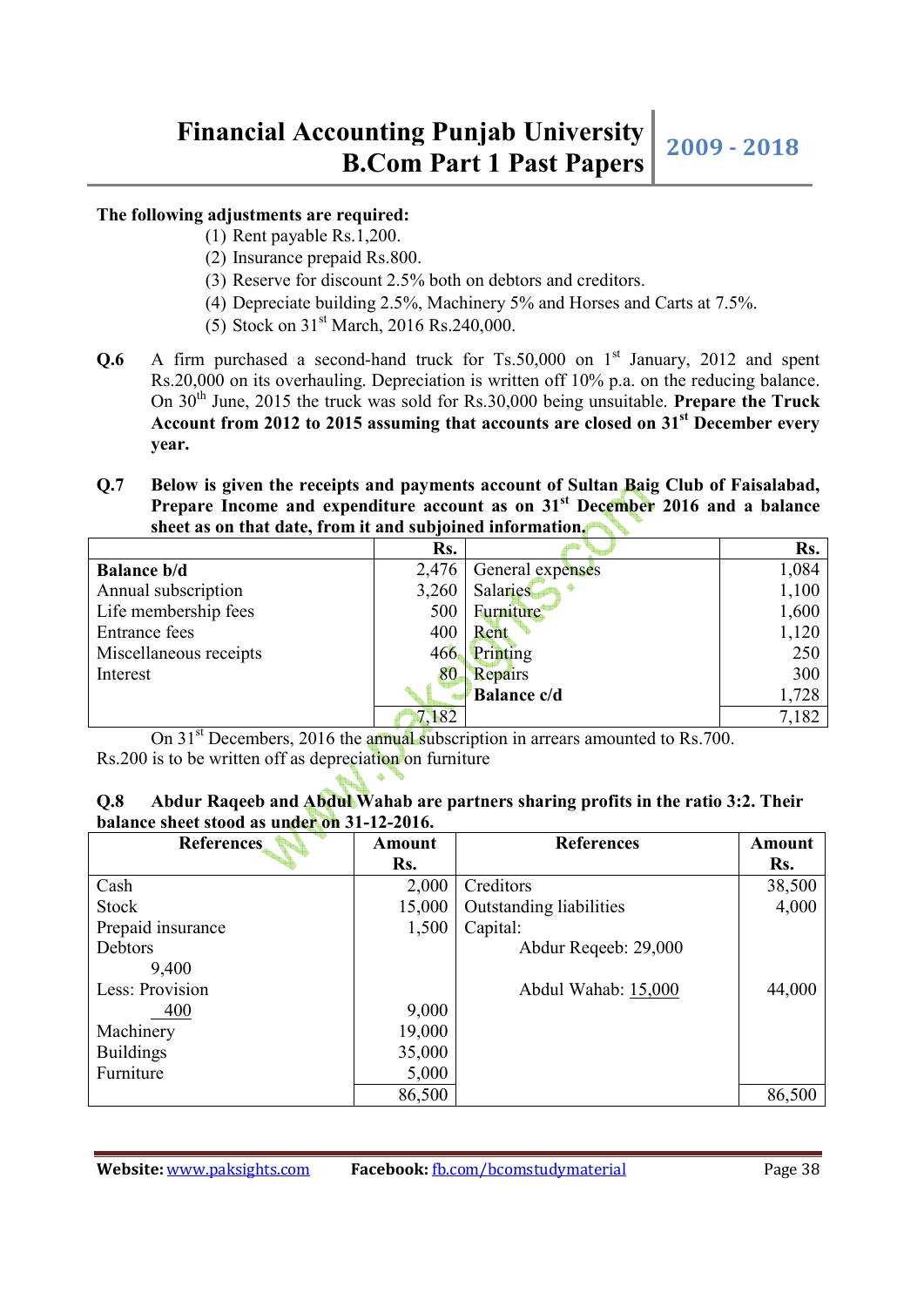**The following adjustments are required:**

1. Rent payable Rs.1,200.
2. Insurance prepaid Rs.800.
3. Reserve for discount 2.5% both on debtors and creditors.
4. Depreciate building 2.5%, Machinery 5% and Horses and Carts at 7.5%.
5. Stock on 31st March, 2016 Rs.240,000.

**Q.6** A firm purchased a second-hand truck for Ts.50,000 on 1st January, 2012 and spent Rs.20,000 on its overhauling. Depreciation is written off 10% p.a. on the reducing balance. On 30th June, 2015 the truck was sold for Rs.30,000 being unsuitable. **Prepare the Truck Account from 2012 to 2015 assuming that accounts are closed on 31st December every year.**

**Q.7** **Below is given the receipts and payments account of Sultan Baig Club of Faisalabad, Prepare Income and expenditure account as on 31st December 2016 and a balance sheet as on that date, from it and subjoined information.**

| | Rs. | | Rs. |
|---|---|---|---|
| **Balance b/d** | 2,476 | General expenses | 1,084 |
| Annual subscription | 3,260 | Salaries | 1,100 |
| Life membership fees | 500 | Furniture | 1,600 |
| Entrance fees | 400 | Rent | 1,120 |
| Miscellaneous receipts | 466 | Printing | 250 |
| Interest | 80 | Repairs | 300 |
| | | **Balance c/d** | 1,728 |
| | 7,182 | | 7,182 |

On 31st Decembers, 2016 the annual subscription in arrears amounted to Rs.700. Rs.200 is to be written off as depreciation on furniture

**Q.8** **Abdur Raqeeb and Abdul Wahab are partners sharing profits in the ratio 3:2. Their balance sheet stood as under on 31-12-2016.**

| References | Amount Rs. | References | Amount Rs. |
|---|---|---|---|
| Cash | 2,000 | Creditors | 38,500 |
| Stock | 15,000 | Outstanding liabilities | 4,000 |
| Prepaid insurance | 1,500 | Capital: | |
| Debtors 9,400 | | Abdur Reqeeb: 29,000 | |
| Less: Provision 400 | 9,000 | Abdul Wahab: 15,000 | 44,000 |
| Machinery | 19,000 | | |
| Buildings | 35,000 | | |
| Furniture | 5,000 | | |
| | 86,500 | | 86,500 |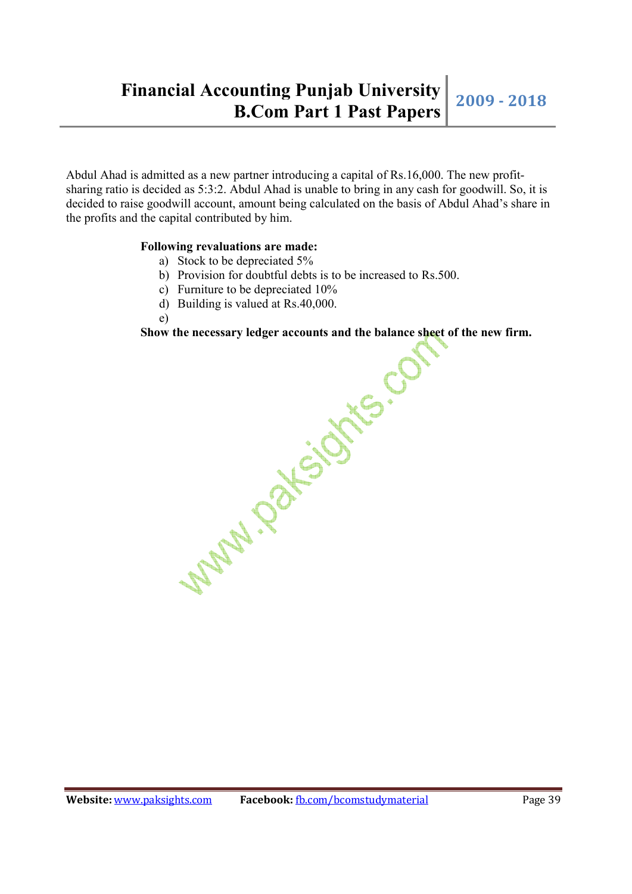Abdul Ahad is admitted as a new partner introducing a capital of Rs.16,000. The new profit-sharing ratio is decided as 5:3:2. Abdul Ahad is unable to bring in any cash for goodwill. So, it is decided to raise goodwill account, amount being calculated on the basis of Abdul Ahad's share in the profits and the capital contributed by him.

**Following revaluations are made:**

a) Stock to be depreciated 5%
b) Provision for doubtful debts is to be increased to Rs.500.
c) Furniture to be depreciated 10%
d) Building is valued at Rs.40,000.
e)

**Show the necessary ledger accounts and the balance sheet of the new firm.**